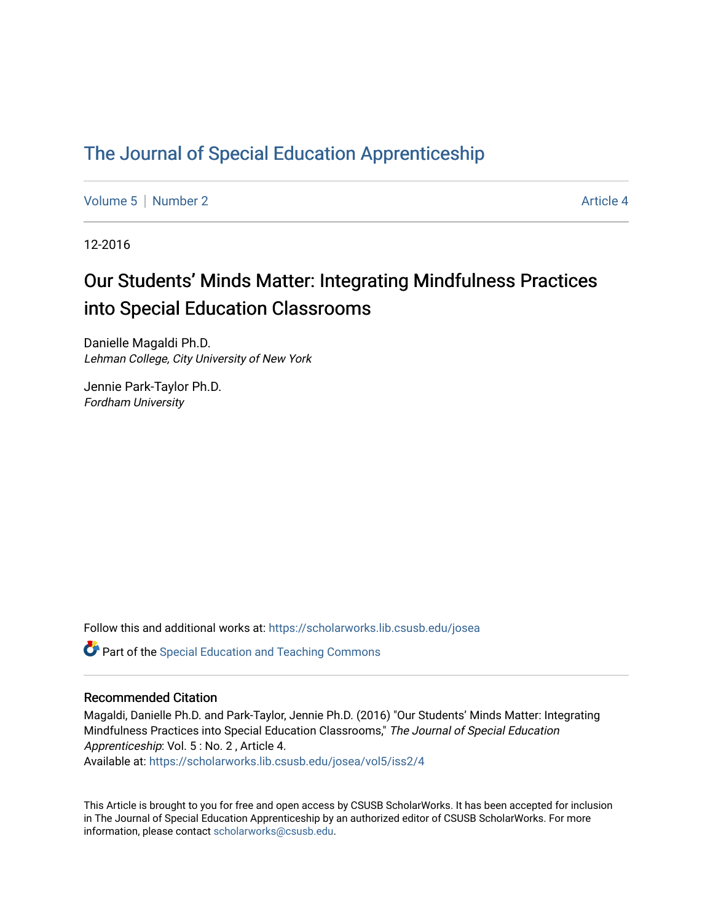# The Journal of Special Education Apprenticeship

Volume 5 | Number 2 — Article 4

12-2016

## Our Students' Minds Matter: Integrating Mindfulness Practices into Special Education Classrooms

Danielle Magaldi Ph.D.
*Lehman College, City University of New York*

Jennie Park-Taylor Ph.D.
*Fordham University*

Follow this and additional works at: https://scholarworks.lib.csusb.edu/josea

Part of the Special Education and Teaching Commons

### Recommended Citation

Magaldi, Danielle Ph.D. and Park-Taylor, Jennie Ph.D. (2016) "Our Students' Minds Matter: Integrating Mindfulness Practices into Special Education Classrooms," *The Journal of Special Education Apprenticeship*: Vol. 5 : No. 2 , Article 4.
Available at: https://scholarworks.lib.csusb.edu/josea/vol5/iss2/4

This Article is brought to you for free and open access by CSUSB ScholarWorks. It has been accepted for inclusion in The Journal of Special Education Apprenticeship by an authorized editor of CSUSB ScholarWorks. For more information, please contact scholarworks@csusb.edu.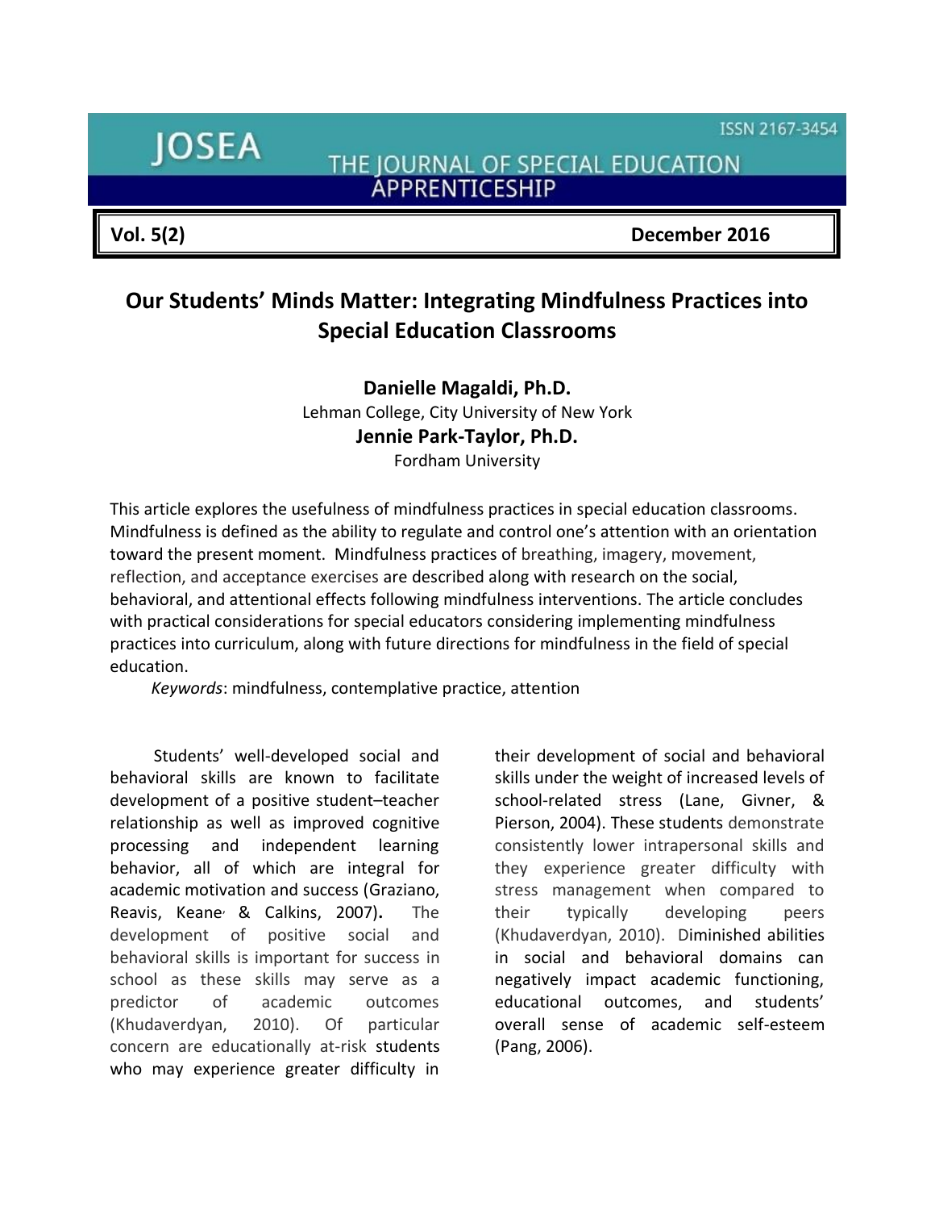# Our Students' Minds Matter: Integrating Mindfulness Practices into Special Education Classrooms

**Danielle Magaldi, Ph.D.**
Lehman College, City University of New York

**Jennie Park-Taylor, Ph.D.**
Fordham University

This article explores the usefulness of mindfulness practices in special education classrooms. Mindfulness is defined as the ability to regulate and control one's attention with an orientation toward the present moment. Mindfulness practices of breathing, imagery, movement, reflection, and acceptance exercises are described along with research on the social, behavioral, and attentional effects following mindfulness interventions. The article concludes with practical considerations for special educators considering implementing mindfulness practices into curriculum, along with future directions for mindfulness in the field of special education.

*Keywords*: mindfulness, contemplative practice, attention

Students' well-developed social and behavioral skills are known to facilitate development of a positive student–teacher relationship as well as improved cognitive processing and independent learning behavior, all of which are integral for academic motivation and success (Graziano, Reavis, Keane, & Calkins, 2007). The development of positive social and behavioral skills is important for success in school as these skills may serve as a predictor of academic outcomes (Khudaverdyan, 2010). Of particular concern are educationally at-risk students who may experience greater difficulty in their development of social and behavioral skills under the weight of increased levels of school-related stress (Lane, Givner, & Pierson, 2004). These students demonstrate consistently lower intrapersonal skills and they experience greater difficulty with stress management when compared to their typically developing peers (Khudaverdyan, 2010). Diminished abilities in social and behavioral domains can negatively impact academic functioning, educational outcomes, and students' overall sense of academic self-esteem (Pang, 2006).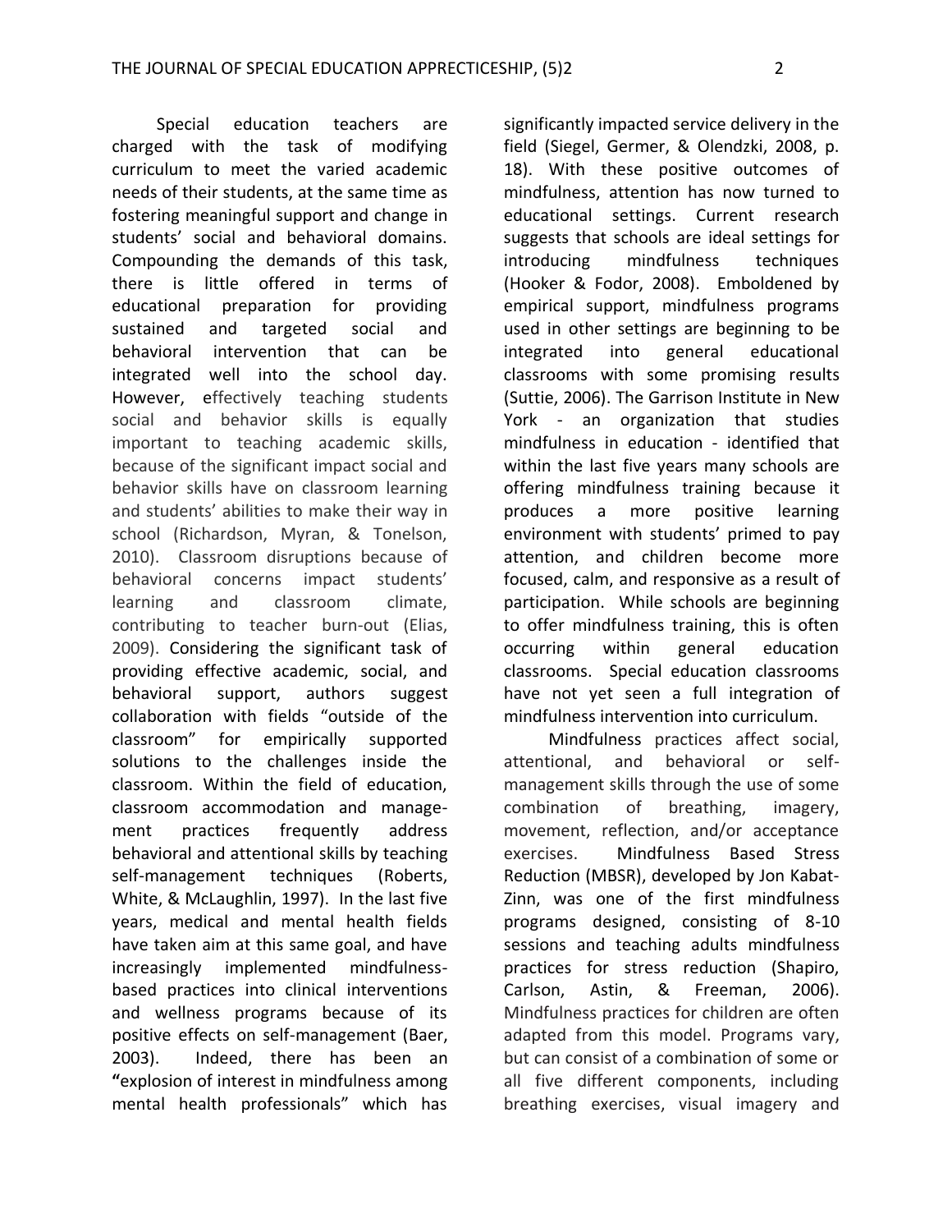Special education teachers are charged with the task of modifying curriculum to meet the varied academic needs of their students, at the same time as fostering meaningful support and change in students' social and behavioral domains. Compounding the demands of this task, there is little offered in terms of educational preparation for providing sustained and targeted social and behavioral intervention that can be integrated well into the school day. However, effectively teaching students social and behavior skills is equally important to teaching academic skills, because of the significant impact social and behavior skills have on classroom learning and students' abilities to make their way in school (Richardson, Myran, & Tonelson, 2010). Classroom disruptions because of behavioral concerns impact students' learning and classroom climate, contributing to teacher burn-out (Elias, 2009). Considering the significant task of providing effective academic, social, and behavioral support, authors suggest collaboration with fields "outside of the classroom" for empirically supported solutions to the challenges inside the classroom. Within the field of education, classroom accommodation and management practices frequently address behavioral and attentional skills by teaching self-management techniques (Roberts, White, & McLaughlin, 1997). In the last five years, medical and mental health fields have taken aim at this same goal, and have increasingly implemented mindfulness-based practices into clinical interventions and wellness programs because of its positive effects on self-management (Baer, 2003). Indeed, there has been an "explosion of interest in mindfulness among mental health professionals" which has significantly impacted service delivery in the field (Siegel, Germer, & Olendzki, 2008, p. 18). With these positive outcomes of mindfulness, attention has now turned to educational settings. Current research suggests that schools are ideal settings for introducing mindfulness techniques (Hooker & Fodor, 2008). Emboldened by empirical support, mindfulness programs used in other settings are beginning to be integrated into general educational classrooms with some promising results (Suttie, 2006). The Garrison Institute in New York - an organization that studies mindfulness in education - identified that within the last five years many schools are offering mindfulness training because it produces a more positive learning environment with students' primed to pay attention, and children become more focused, calm, and responsive as a result of participation. While schools are beginning to offer mindfulness training, this is often occurring within general education classrooms. Special education classrooms have not yet seen a full integration of mindfulness intervention into curriculum.

Mindfulness practices affect social, attentional, and behavioral or self-management skills through the use of some combination of breathing, imagery, movement, reflection, and/or acceptance exercises. Mindfulness Based Stress Reduction (MBSR), developed by Jon Kabat-Zinn, was one of the first mindfulness programs designed, consisting of 8-10 sessions and teaching adults mindfulness practices for stress reduction (Shapiro, Carlson, Astin, & Freeman, 2006). Mindfulness practices for children are often adapted from this model. Programs vary, but can consist of a combination of some or all five different components, including breathing exercises, visual imagery and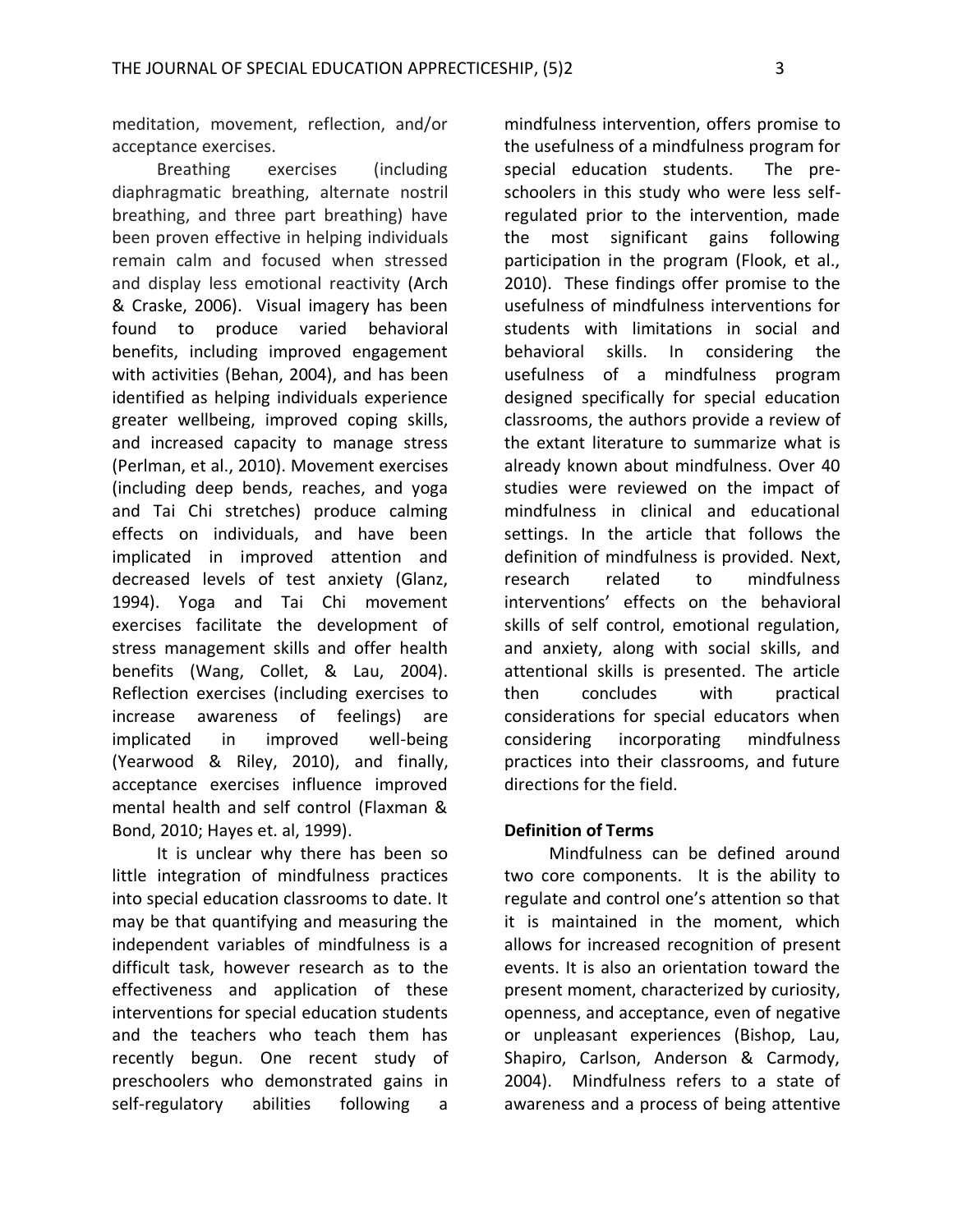meditation, movement, reflection, and/or acceptance exercises.

Breathing exercises (including diaphragmatic breathing, alternate nostril breathing, and three part breathing) have been proven effective in helping individuals remain calm and focused when stressed and display less emotional reactivity (Arch & Craske, 2006). Visual imagery has been found to produce varied behavioral benefits, including improved engagement with activities (Behan, 2004), and has been identified as helping individuals experience greater wellbeing, improved coping skills, and increased capacity to manage stress (Perlman, et al., 2010). Movement exercises (including deep bends, reaches, and yoga and Tai Chi stretches) produce calming effects on individuals, and have been implicated in improved attention and decreased levels of test anxiety (Glanz, 1994). Yoga and Tai Chi movement exercises facilitate the development of stress management skills and offer health benefits (Wang, Collet, & Lau, 2004). Reflection exercises (including exercises to increase awareness of feelings) are implicated in improved well-being (Yearwood & Riley, 2010), and finally, acceptance exercises influence improved mental health and self control (Flaxman & Bond, 2010; Hayes et. al, 1999).

It is unclear why there has been so little integration of mindfulness practices into special education classrooms to date. It may be that quantifying and measuring the independent variables of mindfulness is a difficult task, however research as to the effectiveness and application of these interventions for special education students and the teachers who teach them has recently begun. One recent study of preschoolers who demonstrated gains in self-regulatory abilities following a mindfulness intervention, offers promise to the usefulness of a mindfulness program for special education students. The pre-schoolers in this study who were less self-regulated prior to the intervention, made the most significant gains following participation in the program (Flook, et al., 2010). These findings offer promise to the usefulness of mindfulness interventions for students with limitations in social and behavioral skills. In considering the usefulness of a mindfulness program designed specifically for special education classrooms, the authors provide a review of the extant literature to summarize what is already known about mindfulness. Over 40 studies were reviewed on the impact of mindfulness in clinical and educational settings. In the article that follows the definition of mindfulness is provided. Next, research related to mindfulness interventions' effects on the behavioral skills of self control, emotional regulation, and anxiety, along with social skills, and attentional skills is presented. The article then concludes with practical considerations for special educators when considering incorporating mindfulness practices into their classrooms, and future directions for the field.

**Definition of Terms**

Mindfulness can be defined around two core components. It is the ability to regulate and control one's attention so that it is maintained in the moment, which allows for increased recognition of present events. It is also an orientation toward the present moment, characterized by curiosity, openness, and acceptance, even of negative or unpleasant experiences (Bishop, Lau, Shapiro, Carlson, Anderson & Carmody, 2004). Mindfulness refers to a state of awareness and a process of being attentive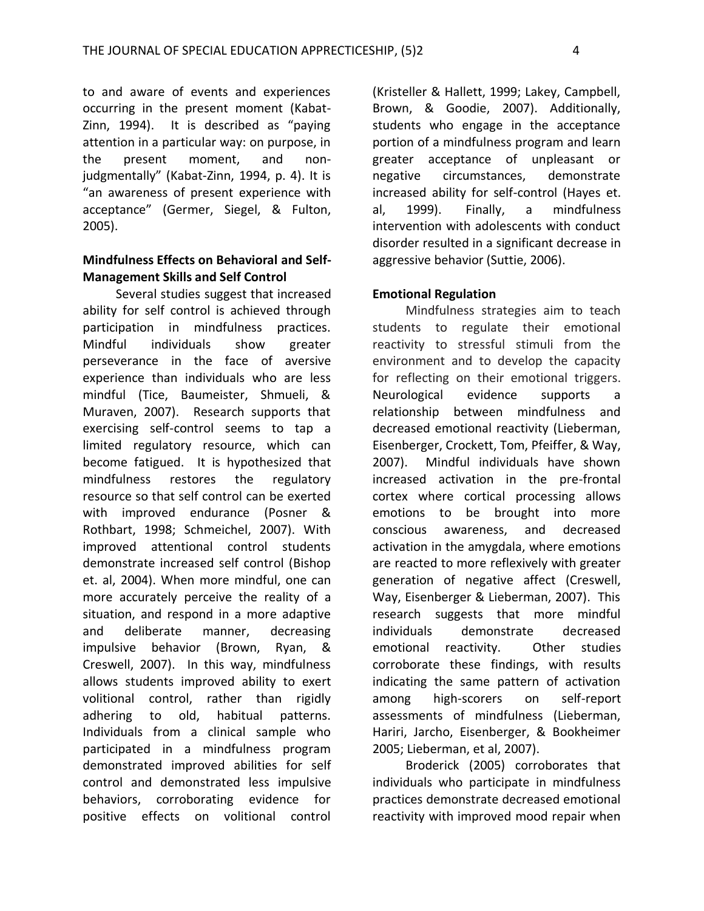to and aware of events and experiences occurring in the present moment (Kabat-Zinn, 1994). It is described as "paying attention in a particular way: on purpose, in the present moment, and non-judgmentally" (Kabat-Zinn, 1994, p. 4). It is "an awareness of present experience with acceptance" (Germer, Siegel, & Fulton, 2005).

### Mindfulness Effects on Behavioral and Self-Management Skills and Self Control

Several studies suggest that increased ability for self control is achieved through participation in mindfulness practices. Mindful individuals show greater perseverance in the face of aversive experience than individuals who are less mindful (Tice, Baumeister, Shmueli, & Muraven, 2007). Research supports that exercising self-control seems to tap a limited regulatory resource, which can become fatigued. It is hypothesized that mindfulness restores the regulatory resource so that self control can be exerted with improved endurance (Posner & Rothbart, 1998; Schmeichel, 2007). With improved attentional control students demonstrate increased self control (Bishop et. al, 2004). When more mindful, one can more accurately perceive the reality of a situation, and respond in a more adaptive and deliberate manner, decreasing impulsive behavior (Brown, Ryan, & Creswell, 2007). In this way, mindfulness allows students improved ability to exert volitional control, rather than rigidly adhering to old, habitual patterns. Individuals from a clinical sample who participated in a mindfulness program demonstrated improved abilities for self control and demonstrated less impulsive behaviors, corroborating evidence for positive effects on volitional control (Kristeller & Hallett, 1999; Lakey, Campbell, Brown, & Goodie, 2007). Additionally, students who engage in the acceptance portion of a mindfulness program and learn greater acceptance of unpleasant or negative circumstances, demonstrate increased ability for self-control (Hayes et. al, 1999). Finally, a mindfulness intervention with adolescents with conduct disorder resulted in a significant decrease in aggressive behavior (Suttie, 2006).

### Emotional Regulation

Mindfulness strategies aim to teach students to regulate their emotional reactivity to stressful stimuli from the environment and to develop the capacity for reflecting on their emotional triggers. Neurological evidence supports a relationship between mindfulness and decreased emotional reactivity (Lieberman, Eisenberger, Crockett, Tom, Pfeiffer, & Way, 2007). Mindful individuals have shown increased activation in the pre-frontal cortex where cortical processing allows emotions to be brought into more conscious awareness, and decreased activation in the amygdala, where emotions are reacted to more reflexively with greater generation of negative affect (Creswell, Way, Eisenberger & Lieberman, 2007). This research suggests that more mindful individuals demonstrate decreased emotional reactivity. Other studies corroborate these findings, with results indicating the same pattern of activation among high-scorers on self-report assessments of mindfulness (Lieberman, Hariri, Jarcho, Eisenberger, & Bookheimer 2005; Lieberman, et al, 2007).

Broderick (2005) corroborates that individuals who participate in mindfulness practices demonstrate decreased emotional reactivity with improved mood repair when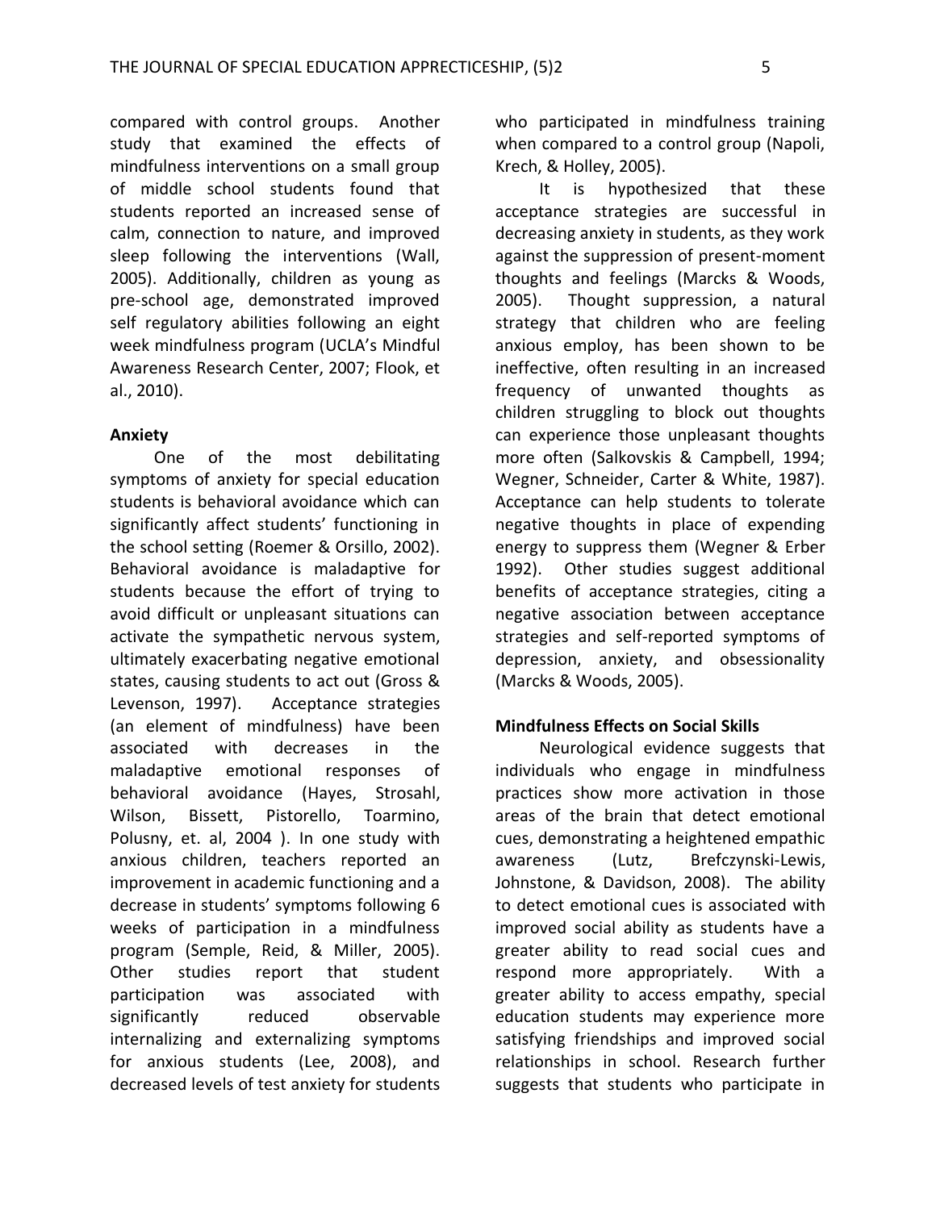compared with control groups. Another study that examined the effects of mindfulness interventions on a small group of middle school students found that students reported an increased sense of calm, connection to nature, and improved sleep following the interventions (Wall, 2005). Additionally, children as young as pre-school age, demonstrated improved self regulatory abilities following an eight week mindfulness program (UCLA's Mindful Awareness Research Center, 2007; Flook, et al., 2010).

**Anxiety**

One of the most debilitating symptoms of anxiety for special education students is behavioral avoidance which can significantly affect students' functioning in the school setting (Roemer & Orsillo, 2002). Behavioral avoidance is maladaptive for students because the effort of trying to avoid difficult or unpleasant situations can activate the sympathetic nervous system, ultimately exacerbating negative emotional states, causing students to act out (Gross & Levenson, 1997). Acceptance strategies (an element of mindfulness) have been associated with decreases in the maladaptive emotional responses of behavioral avoidance (Hayes, Strosahl, Wilson, Bissett, Pistorello, Toarmino, Polusny, et. al, 2004 ). In one study with anxious children, teachers reported an improvement in academic functioning and a decrease in students' symptoms following 6 weeks of participation in a mindfulness program (Semple, Reid, & Miller, 2005). Other studies report that student participation was associated with significantly reduced observable internalizing and externalizing symptoms for anxious students (Lee, 2008), and decreased levels of test anxiety for students who participated in mindfulness training when compared to a control group (Napoli, Krech, & Holley, 2005).

It is hypothesized that these acceptance strategies are successful in decreasing anxiety in students, as they work against the suppression of present-moment thoughts and feelings (Marcks & Woods, 2005). Thought suppression, a natural strategy that children who are feeling anxious employ, has been shown to be ineffective, often resulting in an increased frequency of unwanted thoughts as children struggling to block out thoughts can experience those unpleasant thoughts more often (Salkovskis & Campbell, 1994; Wegner, Schneider, Carter & White, 1987). Acceptance can help students to tolerate negative thoughts in place of expending energy to suppress them (Wegner & Erber 1992). Other studies suggest additional benefits of acceptance strategies, citing a negative association between acceptance strategies and self-reported symptoms of depression, anxiety, and obsessionality (Marcks & Woods, 2005).

**Mindfulness Effects on Social Skills**

Neurological evidence suggests that individuals who engage in mindfulness practices show more activation in those areas of the brain that detect emotional cues, demonstrating a heightened empathic awareness (Lutz, Brefczynski-Lewis, Johnstone, & Davidson, 2008). The ability to detect emotional cues is associated with improved social ability as students have a greater ability to read social cues and respond more appropriately. With a greater ability to access empathy, special education students may experience more satisfying friendships and improved social relationships in school. Research further suggests that students who participate in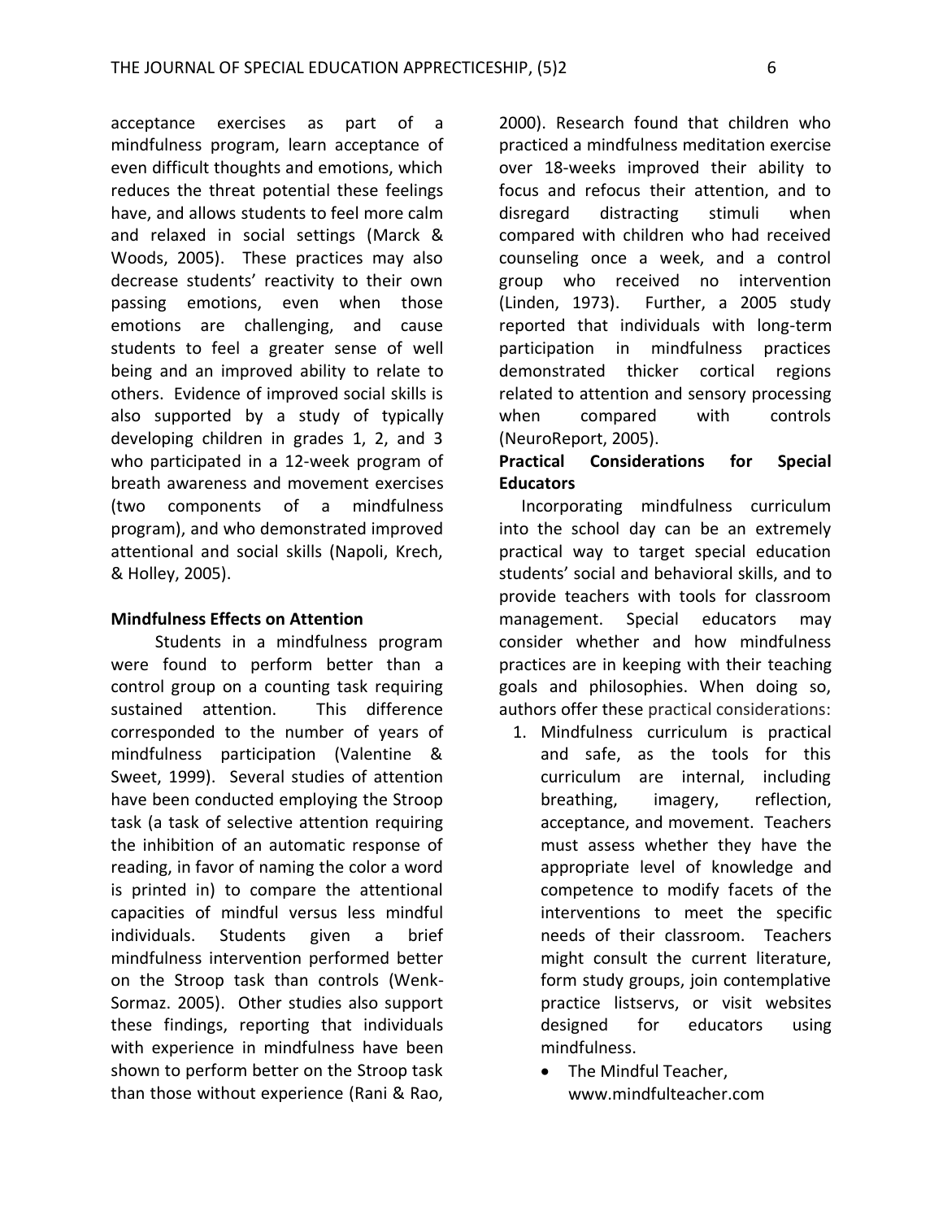acceptance exercises as part of a mindfulness program, learn acceptance of even difficult thoughts and emotions, which reduces the threat potential these feelings have, and allows students to feel more calm and relaxed in social settings (Marck & Woods, 2005). These practices may also decrease students' reactivity to their own passing emotions, even when those emotions are challenging, and cause students to feel a greater sense of well being and an improved ability to relate to others. Evidence of improved social skills is also supported by a study of typically developing children in grades 1, 2, and 3 who participated in a 12-week program of breath awareness and movement exercises (two components of a mindfulness program), and who demonstrated improved attentional and social skills (Napoli, Krech, & Holley, 2005).

**Mindfulness Effects on Attention**

Students in a mindfulness program were found to perform better than a control group on a counting task requiring sustained attention. This difference corresponded to the number of years of mindfulness participation (Valentine & Sweet, 1999). Several studies of attention have been conducted employing the Stroop task (a task of selective attention requiring the inhibition of an automatic response of reading, in favor of naming the color a word is printed in) to compare the attentional capacities of mindful versus less mindful individuals. Students given a brief mindfulness intervention performed better on the Stroop task than controls (Wenk-Sormaz. 2005). Other studies also support these findings, reporting that individuals with experience in mindfulness have been shown to perform better on the Stroop task than those without experience (Rani & Rao, 2000). Research found that children who practiced a mindfulness meditation exercise over 18-weeks improved their ability to focus and refocus their attention, and to disregard distracting stimuli when compared with children who had received counseling once a week, and a control group who received no intervention (Linden, 1973). Further, a 2005 study reported that individuals with long-term participation in mindfulness practices demonstrated thicker cortical regions related to attention and sensory processing when compared with controls (NeuroReport, 2005).

**Practical Considerations for Special Educators**

Incorporating mindfulness curriculum into the school day can be an extremely practical way to target special education students' social and behavioral skills, and to provide teachers with tools for classroom management. Special educators may consider whether and how mindfulness practices are in keeping with their teaching goals and philosophies. When doing so, authors offer these practical considerations:

1. Mindfulness curriculum is practical and safe, as the tools for this curriculum are internal, including breathing, imagery, reflection, acceptance, and movement. Teachers must assess whether they have the appropriate level of knowledge and competence to modify facets of the interventions to meet the specific needs of their classroom. Teachers might consult the current literature, form study groups, join contemplative practice listservs, or visit websites designed for educators using mindfulness.
   - The Mindful Teacher, www.mindfulteacher.com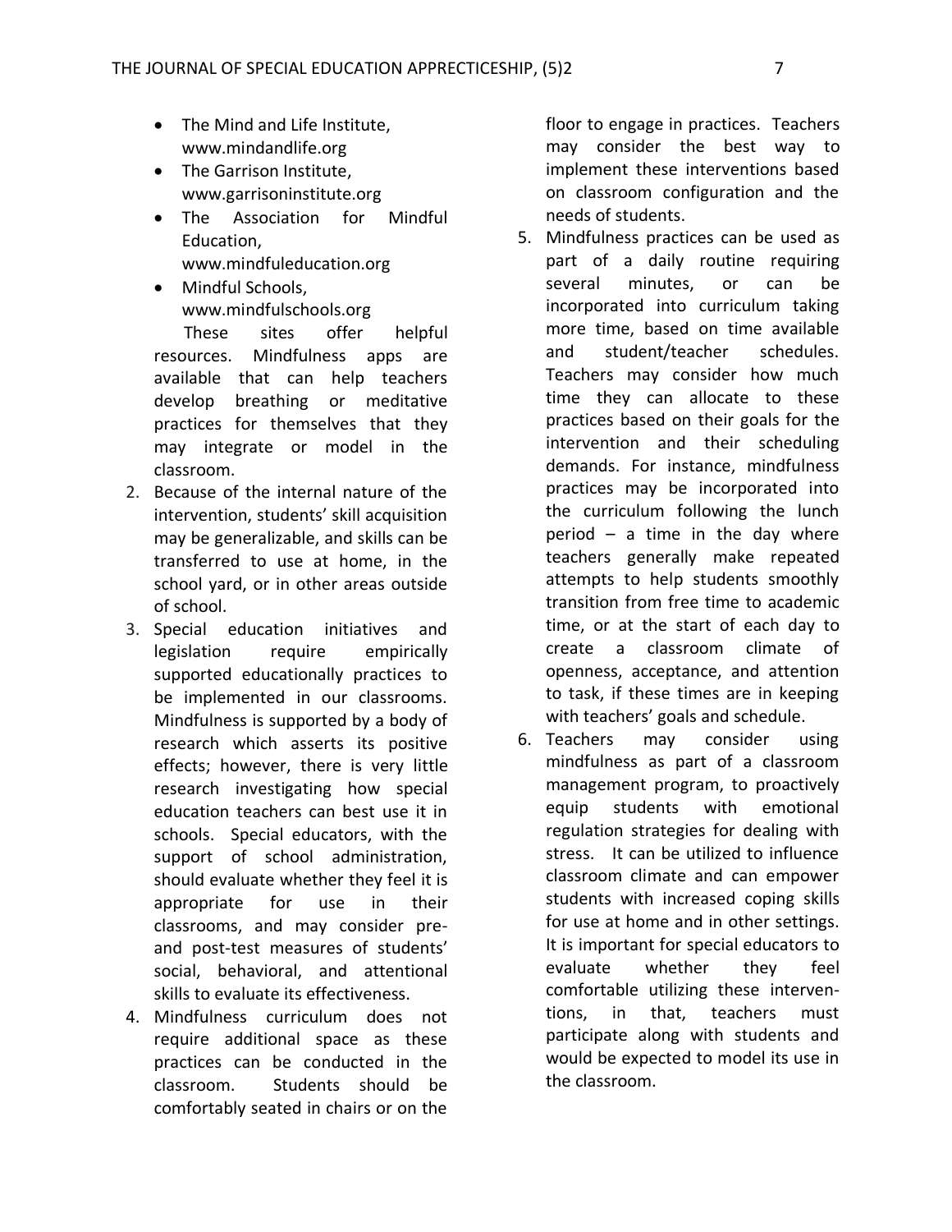- The Mind and Life Institute, www.mindandlife.org
- The Garrison Institute, www.garrisoninstitute.org
- The Association for Mindful Education, www.mindfuleducation.org
- Mindful Schools, www.mindfulschools.org

  These sites offer helpful resources. Mindfulness apps are available that can help teachers develop breathing or meditative practices for themselves that they may integrate or model in the classroom.

2. Because of the internal nature of the intervention, students' skill acquisition may be generalizable, and skills can be transferred to use at home, in the school yard, or in other areas outside of school.
3. Special education initiatives and legislation require empirically supported educationally practices to be implemented in our classrooms. Mindfulness is supported by a body of research which asserts its positive effects; however, there is very little research investigating how special education teachers can best use it in schools. Special educators, with the support of school administration, should evaluate whether they feel it is appropriate for use in their classrooms, and may consider pre- and post-test measures of students' social, behavioral, and attentional skills to evaluate its effectiveness.
4. Mindfulness curriculum does not require additional space as these practices can be conducted in the classroom. Students should be comfortably seated in chairs or on the floor to engage in practices. Teachers may consider the best way to implement these interventions based on classroom configuration and the needs of students.
5. Mindfulness practices can be used as part of a daily routine requiring several minutes, or can be incorporated into curriculum taking more time, based on time available and student/teacher schedules. Teachers may consider how much time they can allocate to these practices based on their goals for the intervention and their scheduling demands. For instance, mindfulness practices may be incorporated into the curriculum following the lunch period – a time in the day where teachers generally make repeated attempts to help students smoothly transition from free time to academic time, or at the start of each day to create a classroom climate of openness, acceptance, and attention to task, if these times are in keeping with teachers' goals and schedule.
6. Teachers may consider using mindfulness as part of a classroom management program, to proactively equip students with emotional regulation strategies for dealing with stress. It can be utilized to influence classroom climate and can empower students with increased coping skills for use at home and in other settings. It is important for special educators to evaluate whether they feel comfortable utilizing these interventions, in that, teachers must participate along with students and would be expected to model its use in the classroom.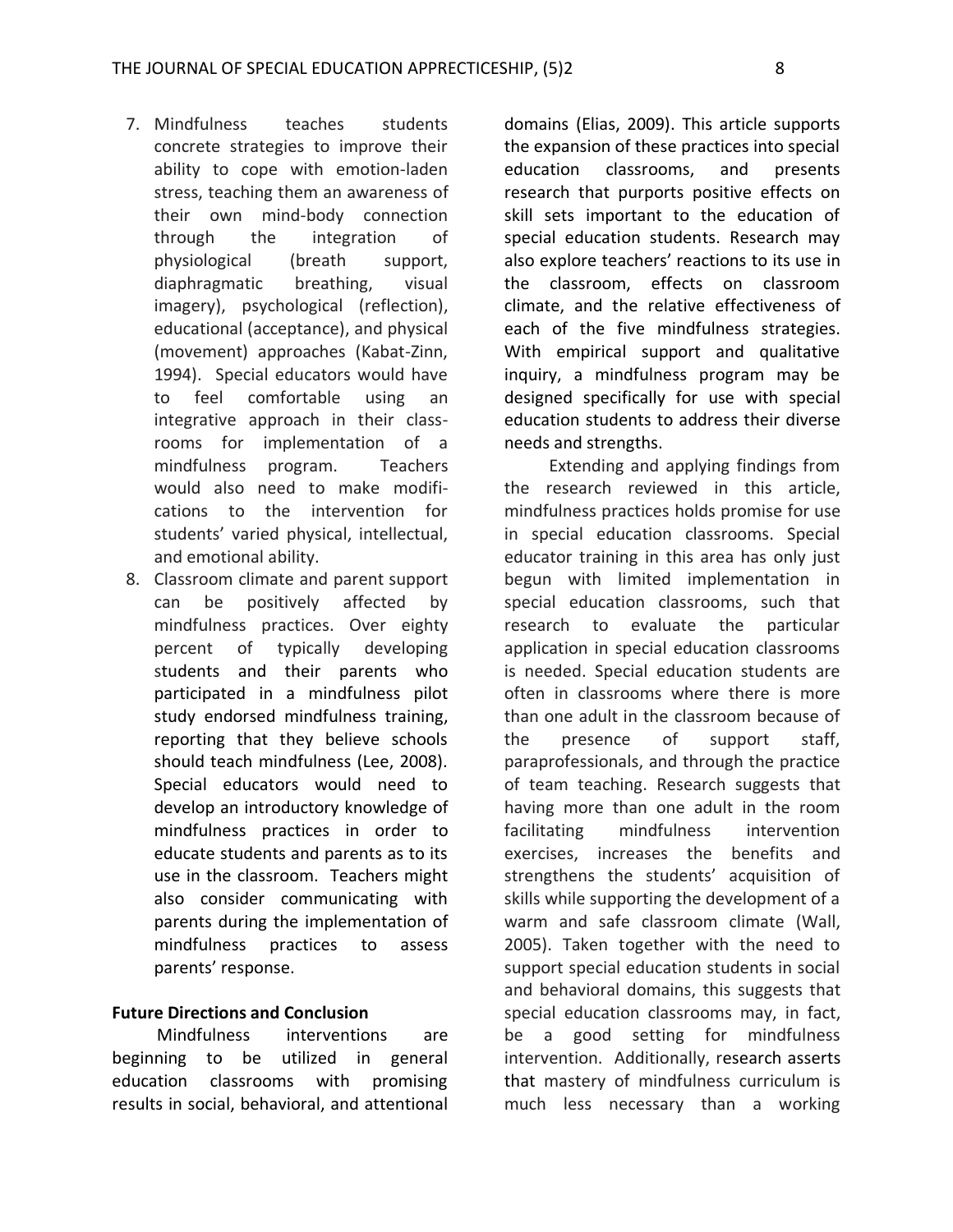7. Mindfulness teaches students concrete strategies to improve their ability to cope with emotion-laden stress, teaching them an awareness of their own mind-body connection through the integration of physiological (breath support, diaphragmatic breathing, visual imagery), psychological (reflection), educational (acceptance), and physical (movement) approaches (Kabat-Zinn, 1994). Special educators would have to feel comfortable using an integrative approach in their class-rooms for implementation of a mindfulness program. Teachers would also need to make modifi-cations to the intervention for students' varied physical, intellectual, and emotional ability.
8. Classroom climate and parent support can be positively affected by mindfulness practices. Over eighty percent of typically developing students and their parents who participated in a mindfulness pilot study endorsed mindfulness training, reporting that they believe schools should teach mindfulness (Lee, 2008). Special educators would need to develop an introductory knowledge of mindfulness practices in order to educate students and parents as to its use in the classroom. Teachers might also consider communicating with parents during the implementation of mindfulness practices to assess parents' response.

**Future Directions and Conclusion**

Mindfulness interventions are beginning to be utilized in general education classrooms with promising results in social, behavioral, and attentional domains (Elias, 2009). This article supports the expansion of these practices into special education classrooms, and presents research that purports positive effects on skill sets important to the education of special education students. Research may also explore teachers' reactions to its use in the classroom, effects on classroom climate, and the relative effectiveness of each of the five mindfulness strategies. With empirical support and qualitative inquiry, a mindfulness program may be designed specifically for use with special education students to address their diverse needs and strengths.

Extending and applying findings from the research reviewed in this article, mindfulness practices holds promise for use in special education classrooms. Special educator training in this area has only just begun with limited implementation in special education classrooms, such that research to evaluate the particular application in special education classrooms is needed. Special education students are often in classrooms where there is more than one adult in the classroom because of the presence of support staff, paraprofessionals, and through the practice of team teaching. Research suggests that having more than one adult in the room facilitating mindfulness intervention exercises, increases the benefits and strengthens the students' acquisition of skills while supporting the development of a warm and safe classroom climate (Wall, 2005). Taken together with the need to support special education students in social and behavioral domains, this suggests that special education classrooms may, in fact, be a good setting for mindfulness intervention. Additionally, research asserts that mastery of mindfulness curriculum is much less necessary than a working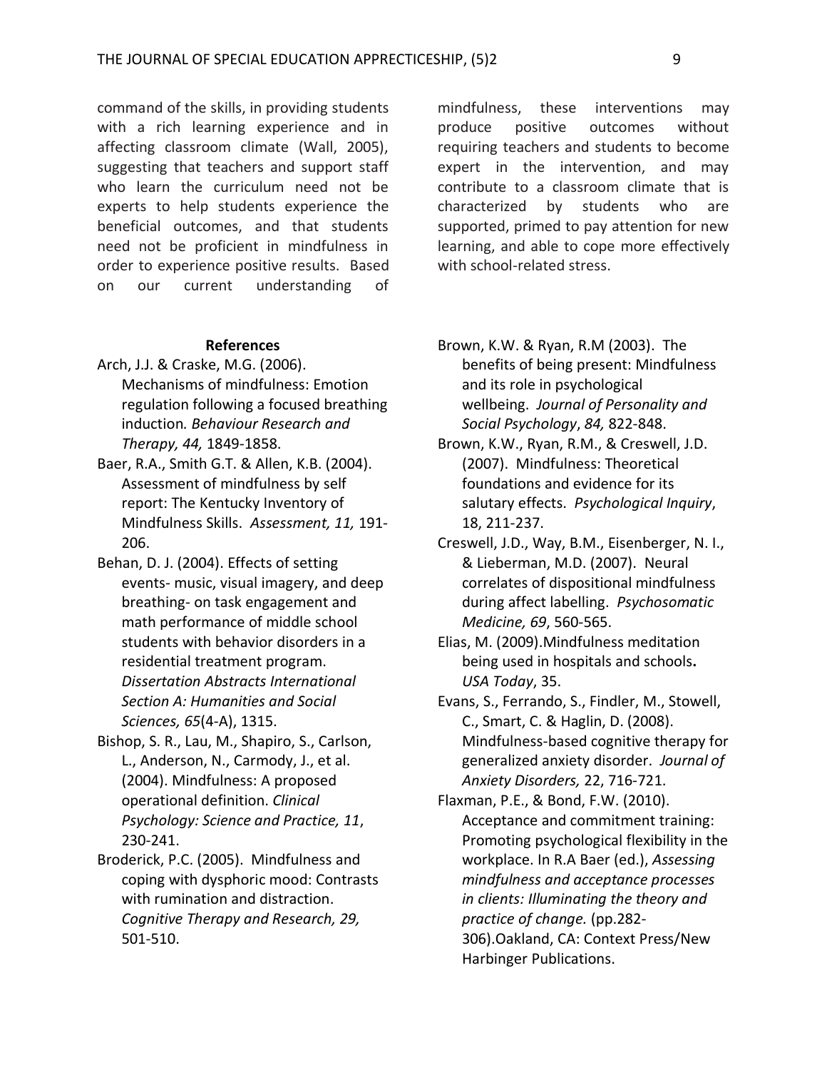command of the skills, in providing students with a rich learning experience and in affecting classroom climate (Wall, 2005), suggesting that teachers and support staff who learn the curriculum need not be experts to help students experience the beneficial outcomes, and that students need not be proficient in mindfulness in order to experience positive results. Based on our current understanding of mindfulness, these interventions may produce positive outcomes without requiring teachers and students to become expert in the intervention, and may contribute to a classroom climate that is characterized by students who are supported, primed to pay attention for new learning, and able to cope more effectively with school-related stress.

**References**

Arch, J.J. & Craske, M.G. (2006). Mechanisms of mindfulness: Emotion regulation following a focused breathing induction*. Behaviour Research and Therapy, 44,* 1849-1858.

Baer, R.A., Smith G.T. & Allen, K.B. (2004). Assessment of mindfulness by self report: The Kentucky Inventory of Mindfulness Skills. *Assessment, 11,* 191-206.

Behan, D. J. (2004). Effects of setting events- music, visual imagery, and deep breathing- on task engagement and math performance of middle school students with behavior disorders in a residential treatment program. *Dissertation Abstracts International Section A: Humanities and Social Sciences, 65*(4-A), 1315.

Bishop, S. R., Lau, M., Shapiro, S., Carlson, L., Anderson, N., Carmody, J., et al. (2004). Mindfulness: A proposed operational definition. *Clinical Psychology: Science and Practice, 11*, 230-241.

Broderick, P.C. (2005). Mindfulness and coping with dysphoric mood: Contrasts with rumination and distraction. *Cognitive Therapy and Research, 29,* 501-510.

Brown, K.W. & Ryan, R.M (2003). The benefits of being present: Mindfulness and its role in psychological wellbeing. *Journal of Personality and Social Psychology*, *84,* 822-848.

Brown, K.W., Ryan, R.M., & Creswell, J.D. (2007). Mindfulness: Theoretical foundations and evidence for its salutary effects. *Psychological Inquiry*, 18, 211-237.

Creswell, J.D., Way, B.M., Eisenberger, N. I., & Lieberman, M.D. (2007). Neural correlates of dispositional mindfulness during affect labelling. *Psychosomatic Medicine, 69*, 560-565.

Elias, M. (2009).Mindfulness meditation being used in hospitals and schools**.** *USA Today*, 35.

Evans, S., Ferrando, S., Findler, M., Stowell, C., Smart, C. & Haglin, D. (2008). Mindfulness-based cognitive therapy for generalized anxiety disorder. *Journal of Anxiety Disorders,* 22, 716-721.

Flaxman, P.E., & Bond, F.W. (2010). Acceptance and commitment training: Promoting psychological flexibility in the workplace. In R.A Baer (ed.), *Assessing mindfulness and acceptance processes in clients: Illuminating the theory and practice of change.* (pp.282-306).Oakland, CA: Context Press/New Harbinger Publications.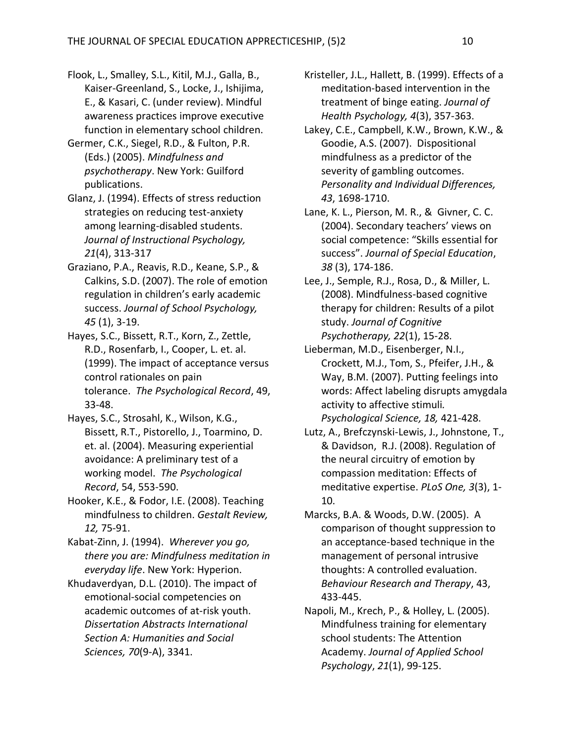Flook, L., Smalley, S.L., Kitil, M.J., Galla, B., Kaiser-Greenland, S., Locke, J., Ishijima, E., & Kasari, C. (under review). Mindful awareness practices improve executive function in elementary school children.

Germer, C.K., Siegel, R.D., & Fulton, P.R. (Eds.) (2005). *Mindfulness and psychotherapy*. New York: Guilford publications.

Glanz, J. (1994). Effects of stress reduction strategies on reducing test-anxiety among learning-disabled students. *Journal of Instructional Psychology, 21*(4), 313-317

Graziano, P.A., Reavis, R.D., Keane, S.P., & Calkins, S.D. (2007). The role of emotion regulation in children's early academic success. *Journal of School Psychology, 45* (1), 3-19.

Hayes, S.C., Bissett, R.T., Korn, Z., Zettle, R.D., Rosenfarb, I., Cooper, L. et. al. (1999). The impact of acceptance versus control rationales on pain tolerance. *The Psychological Record*, 49, 33-48.

Hayes, S.C., Strosahl, K., Wilson, K.G., Bissett, R.T., Pistorello, J., Toarmino, D. et. al. (2004). Measuring experiential avoidance: A preliminary test of a working model. *The Psychological Record*, 54, 553-590.

Hooker, K.E., & Fodor, I.E. (2008). Teaching mindfulness to children. *Gestalt Review, 12,* 75-91.

Kabat-Zinn, J. (1994). *Wherever you go, there you are: Mindfulness meditation in everyday life*. New York: Hyperion.

Khudaverdyan, D.L. (2010). The impact of emotional-social competencies on academic outcomes of at-risk youth. *Dissertation Abstracts International Section A: Humanities and Social Sciences, 70*(9-A), 3341.

Kristeller, J.L., Hallett, B. (1999). Effects of a meditation-based intervention in the treatment of binge eating. *Journal of Health Psychology, 4*(3), 357-363.

Lakey, C.E., Campbell, K.W., Brown, K.W., & Goodie, A.S. (2007). Dispositional mindfulness as a predictor of the severity of gambling outcomes. *Personality and Individual Differences, 43*, 1698-1710.

Lane, K. L., Pierson, M. R., & Givner, C. C. (2004). Secondary teachers' views on social competence: "Skills essential for success". *Journal of Special Education*, *38* (3), 174-186.

Lee, J., Semple, R.J., Rosa, D., & Miller, L. (2008). Mindfulness-based cognitive therapy for children: Results of a pilot study. *Journal of Cognitive Psychotherapy, 22*(1), 15-28.

Lieberman, M.D., Eisenberger, N.I., Crockett, M.J., Tom, S., Pfeifer, J.H., & Way, B.M. (2007). Putting feelings into words: Affect labeling disrupts amygdala activity to affective stimuli. *Psychological Science, 18,* 421-428.

Lutz, A., Brefczynski-Lewis, J., Johnstone, T., & Davidson, R.J. (2008). Regulation of the neural circuitry of emotion by compassion meditation: Effects of meditative expertise. *PLoS One, 3*(3), 1-10.

Marcks, B.A. & Woods, D.W. (2005). A comparison of thought suppression to an acceptance-based technique in the management of personal intrusive thoughts: A controlled evaluation. *Behaviour Research and Therapy*, 43, 433-445.

Napoli, M., Krech, P., & Holley, L. (2005). Mindfulness training for elementary school students: The Attention Academy. *Journal of Applied School Psychology*, *21*(1), 99-125.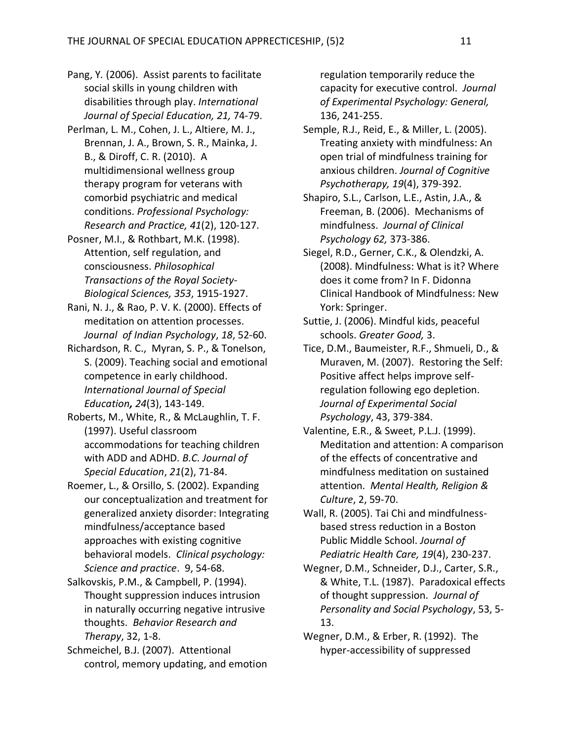Pang, Y. (2006). Assist parents to facilitate social skills in young children with disabilities through play. *International Journal of Special Education, 21,* 74-79.

Perlman, L. M., Cohen, J. L., Altiere, M. J., Brennan, J. A., Brown, S. R., Mainka, J. B., & Diroff, C. R. (2010). A multidimensional wellness group therapy program for veterans with comorbid psychiatric and medical conditions. *Professional Psychology: Research and Practice, 41*(2), 120-127.

Posner, M.I., & Rothbart, M.K. (1998). Attention, self regulation, and consciousness. *Philosophical Transactions of the Royal Society-Biological Sciences, 353*, 1915-1927.

Rani, N. J., & Rao, P. V. K. (2000). Effects of meditation on attention processes. *Journal of Indian Psychology*, *18*, 52-60.

Richardson, R. C., Myran, S. P., & Tonelson, S. (2009). Teaching social and emotional competence in early childhood. *International Journal of Special Education, 24*(3), 143-149.

Roberts, M., White, R., & McLaughlin, T. F. (1997). Useful classroom accommodations for teaching children with ADD and ADHD. *B.C. Journal of Special Education*, *21*(2), 71-84.

Roemer, L., & Orsillo, S. (2002). Expanding our conceptualization and treatment for generalized anxiety disorder: Integrating mindfulness/acceptance based approaches with existing cognitive behavioral models. *Clinical psychology: Science and practice*. 9, 54-68.

Salkovskis, P.M., & Campbell, P. (1994). Thought suppression induces intrusion in naturally occurring negative intrusive thoughts. *Behavior Research and Therapy*, 32, 1-8.

Schmeichel, B.J. (2007). Attentional control, memory updating, and emotion regulation temporarily reduce the capacity for executive control. *Journal of Experimental Psychology: General,* 136, 241-255.

Semple, R.J., Reid, E., & Miller, L. (2005). Treating anxiety with mindfulness: An open trial of mindfulness training for anxious children. *Journal of Cognitive Psychotherapy, 19*(4), 379-392.

Shapiro, S.L., Carlson, L.E., Astin, J.A., & Freeman, B. (2006). Mechanisms of mindfulness. *Journal of Clinical Psychology 62,* 373-386.

Siegel, R.D., Gerner, C.K., & Olendzki, A. (2008). Mindfulness: What is it? Where does it come from? In F. Didonna Clinical Handbook of Mindfulness: New York: Springer.

Suttie, J. (2006). Mindful kids, peaceful schools. *Greater Good,* 3.

Tice, D.M., Baumeister, R.F., Shmueli, D., & Muraven, M. (2007). Restoring the Self: Positive affect helps improve self-regulation following ego depletion. *Journal of Experimental Social Psychology*, 43, 379-384.

Valentine, E.R., & Sweet, P.L.J. (1999). Meditation and attention: A comparison of the effects of concentrative and mindfulness meditation on sustained attention. *Mental Health, Religion & Culture*, 2, 59-70.

Wall, R. (2005). Tai Chi and mindfulness-based stress reduction in a Boston Public Middle School. *Journal of Pediatric Health Care, 19*(4), 230-237.

Wegner, D.M., Schneider, D.J., Carter, S.R., & White, T.L. (1987). Paradoxical effects of thought suppression. *Journal of Personality and Social Psychology*, 53, 5-13.

Wegner, D.M., & Erber, R. (1992). The hyper-accessibility of suppressed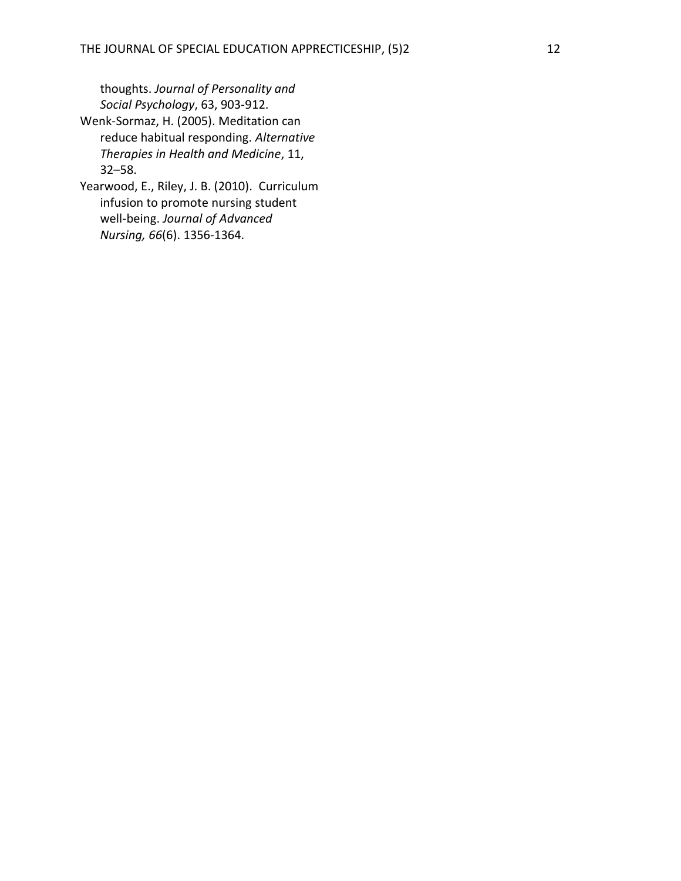thoughts. *Journal of Personality and Social Psychology*, 63, 903-912.

Wenk-Sormaz, H. (2005). Meditation can reduce habitual responding. *Alternative Therapies in Health and Medicine*, 11, 32–58.

Yearwood, E., Riley, J. B. (2010). Curriculum infusion to promote nursing student well-being. *Journal of Advanced Nursing, 66*(6). 1356-1364.